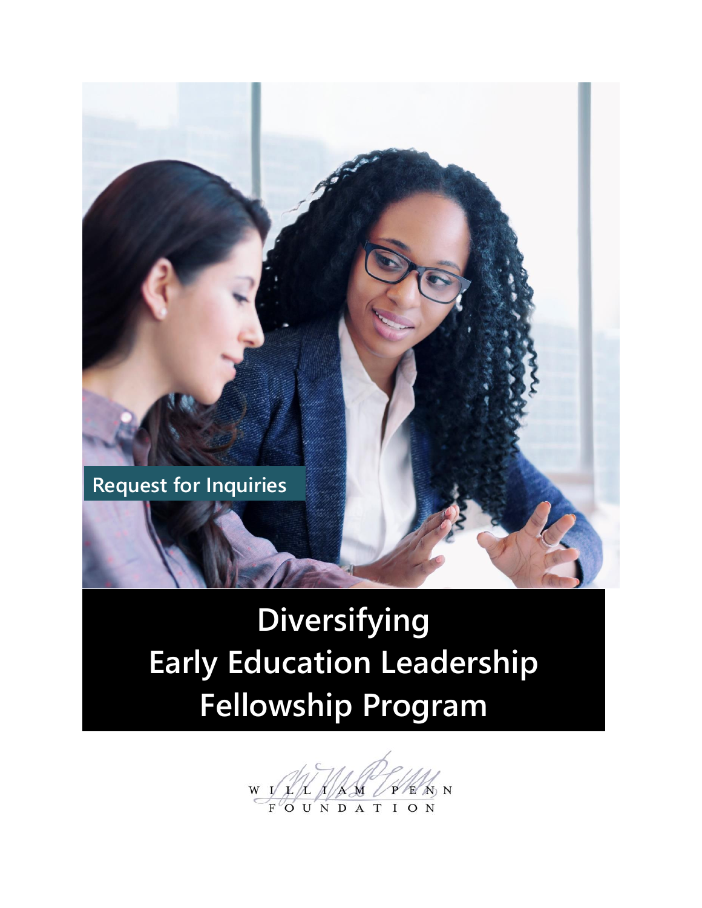Request for Inquiries

# Diversifying Early Education Leadership Fellowship Program

WILLIAM PENN FOUNDATION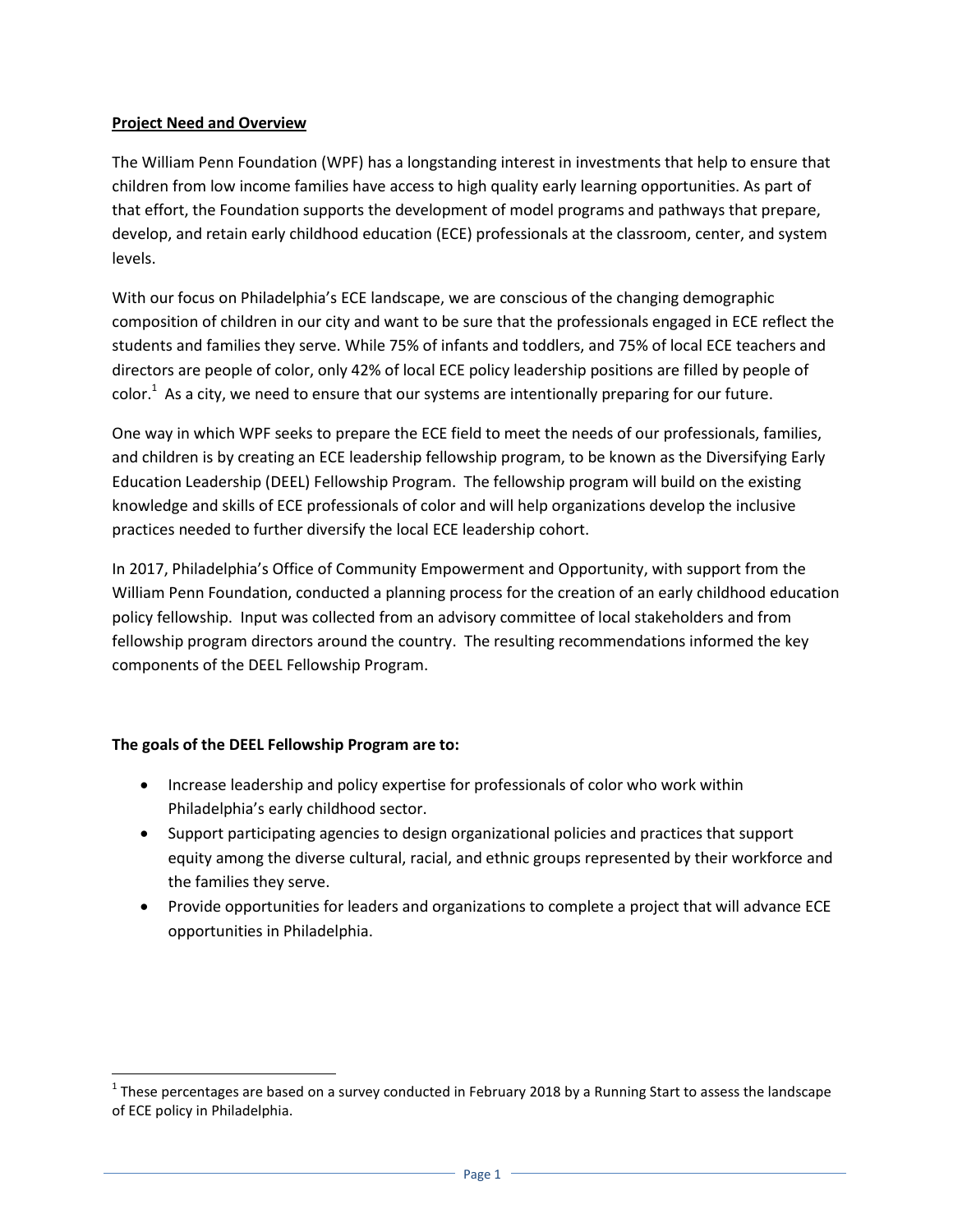**Project Need and Overview**

The William Penn Foundation (WPF) has a longstanding interest in investments that help to ensure that children from low income families have access to high quality early learning opportunities. As part of that effort, the Foundation supports the development of model programs and pathways that prepare, develop, and retain early childhood education (ECE) professionals at the classroom, center, and system levels.

With our focus on Philadelphia's ECE landscape, we are conscious of the changing demographic composition of children in our city and want to be sure that the professionals engaged in ECE reflect the students and families they serve. While 75% of infants and toddlers, and 75% of local ECE teachers and directors are people of color, only 42% of local ECE policy leadership positions are filled by people of color.[1] As a city, we need to ensure that our systems are intentionally preparing for our future.

One way in which WPF seeks to prepare the ECE field to meet the needs of our professionals, families, and children is by creating an ECE leadership fellowship program, to be known as the Diversifying Early Education Leadership (DEEL) Fellowship Program. The fellowship program will build on the existing knowledge and skills of ECE professionals of color and will help organizations develop the inclusive practices needed to further diversify the local ECE leadership cohort.

In 2017, Philadelphia's Office of Community Empowerment and Opportunity, with support from the William Penn Foundation, conducted a planning process for the creation of an early childhood education policy fellowship. Input was collected from an advisory committee of local stakeholders and from fellowship program directors around the country. The resulting recommendations informed the key components of the DEEL Fellowship Program.

**The goals of the DEEL Fellowship Program are to:**

- Increase leadership and policy expertise for professionals of color who work within Philadelphia's early childhood sector.
- Support participating agencies to design organizational policies and practices that support equity among the diverse cultural, racial, and ethnic groups represented by their workforce and the families they serve.
- Provide opportunities for leaders and organizations to complete a project that will advance ECE opportunities in Philadelphia.

[1] These percentages are based on a survey conducted in February 2018 by a Running Start to assess the landscape of ECE policy in Philadelphia.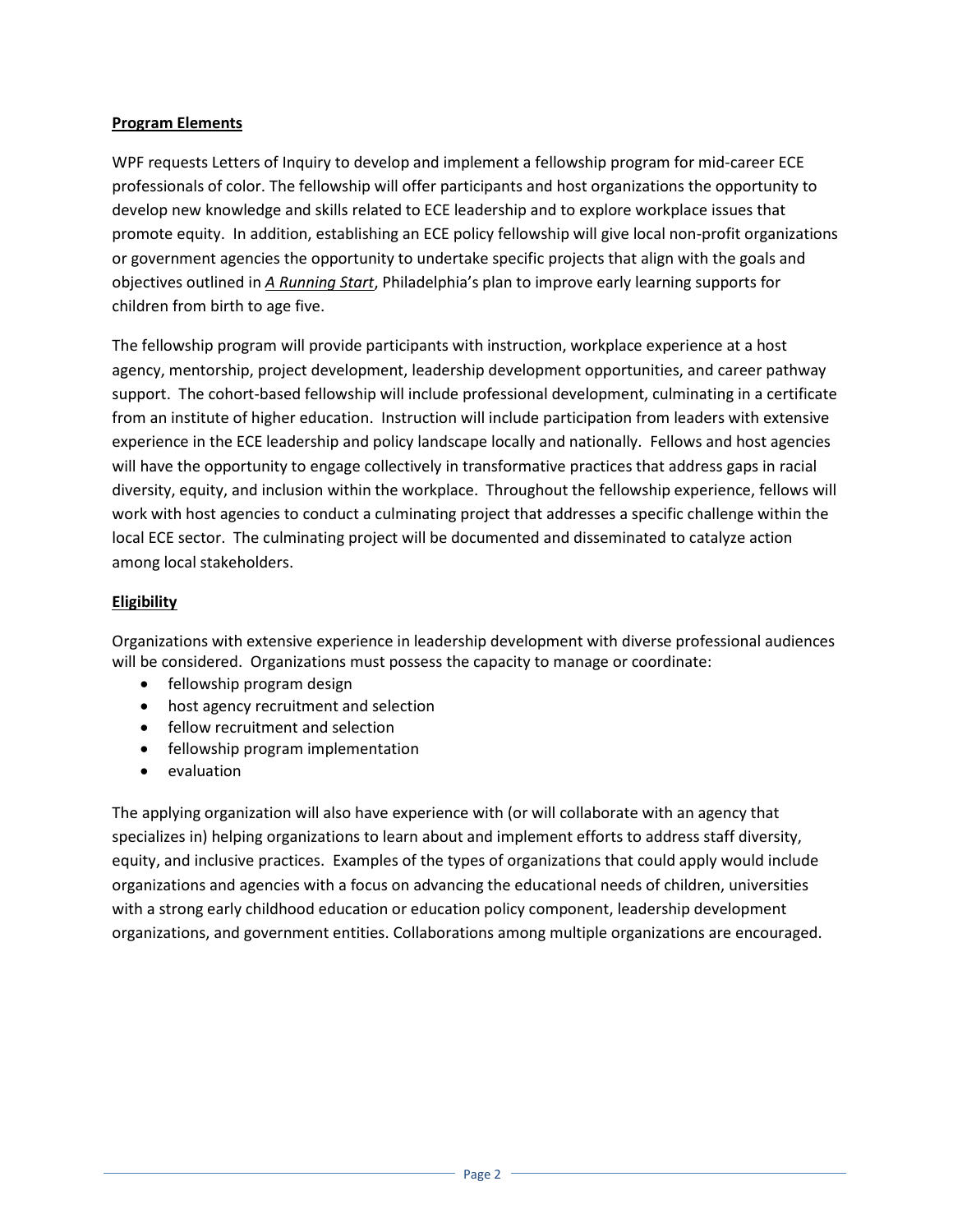## Program Elements

WPF requests Letters of Inquiry to develop and implement a fellowship program for mid-career ECE professionals of color. The fellowship will offer participants and host organizations the opportunity to develop new knowledge and skills related to ECE leadership and to explore workplace issues that promote equity. In addition, establishing an ECE policy fellowship will give local non-profit organizations or government agencies the opportunity to undertake specific projects that align with the goals and objectives outlined in *A Running Start*, Philadelphia's plan to improve early learning supports for children from birth to age five.

The fellowship program will provide participants with instruction, workplace experience at a host agency, mentorship, project development, leadership development opportunities, and career pathway support. The cohort-based fellowship will include professional development, culminating in a certificate from an institute of higher education. Instruction will include participation from leaders with extensive experience in the ECE leadership and policy landscape locally and nationally. Fellows and host agencies will have the opportunity to engage collectively in transformative practices that address gaps in racial diversity, equity, and inclusion within the workplace. Throughout the fellowship experience, fellows will work with host agencies to conduct a culminating project that addresses a specific challenge within the local ECE sector. The culminating project will be documented and disseminated to catalyze action among local stakeholders.

## Eligibility

Organizations with extensive experience in leadership development with diverse professional audiences will be considered. Organizations must possess the capacity to manage or coordinate:

- fellowship program design
- host agency recruitment and selection
- fellow recruitment and selection
- fellowship program implementation
- evaluation

The applying organization will also have experience with (or will collaborate with an agency that specializes in) helping organizations to learn about and implement efforts to address staff diversity, equity, and inclusive practices. Examples of the types of organizations that could apply would include organizations and agencies with a focus on advancing the educational needs of children, universities with a strong early childhood education or education policy component, leadership development organizations, and government entities. Collaborations among multiple organizations are encouraged.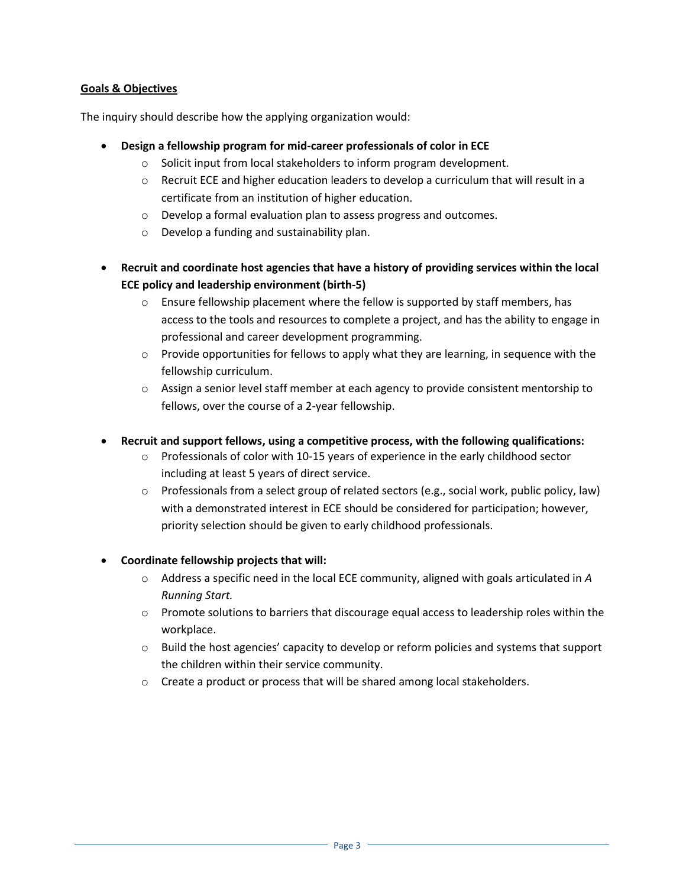**Goals & Objectives**

The inquiry should describe how the applying organization would:

- **Design a fellowship program for mid-career professionals of color in ECE**
    - Solicit input from local stakeholders to inform program development.
    - Recruit ECE and higher education leaders to develop a curriculum that will result in a certificate from an institution of higher education.
    - Develop a formal evaluation plan to assess progress and outcomes.
    - Develop a funding and sustainability plan.

- **Recruit and coordinate host agencies that have a history of providing services within the local ECE policy and leadership environment (birth-5)**
    - Ensure fellowship placement where the fellow is supported by staff members, has access to the tools and resources to complete a project, and has the ability to engage in professional and career development programming.
    - Provide opportunities for fellows to apply what they are learning, in sequence with the fellowship curriculum.
    - Assign a senior level staff member at each agency to provide consistent mentorship to fellows, over the course of a 2-year fellowship.

- **Recruit and support fellows, using a competitive process, with the following qualifications:**
    - Professionals of color with 10-15 years of experience in the early childhood sector including at least 5 years of direct service.
    - Professionals from a select group of related sectors (e.g., social work, public policy, law) with a demonstrated interest in ECE should be considered for participation; however, priority selection should be given to early childhood professionals.

- **Coordinate fellowship projects that will:**
    - Address a specific need in the local ECE community, aligned with goals articulated in *A Running Start.*
    - Promote solutions to barriers that discourage equal access to leadership roles within the workplace.
    - Build the host agencies' capacity to develop or reform policies and systems that support the children within their service community.
    - Create a product or process that will be shared among local stakeholders.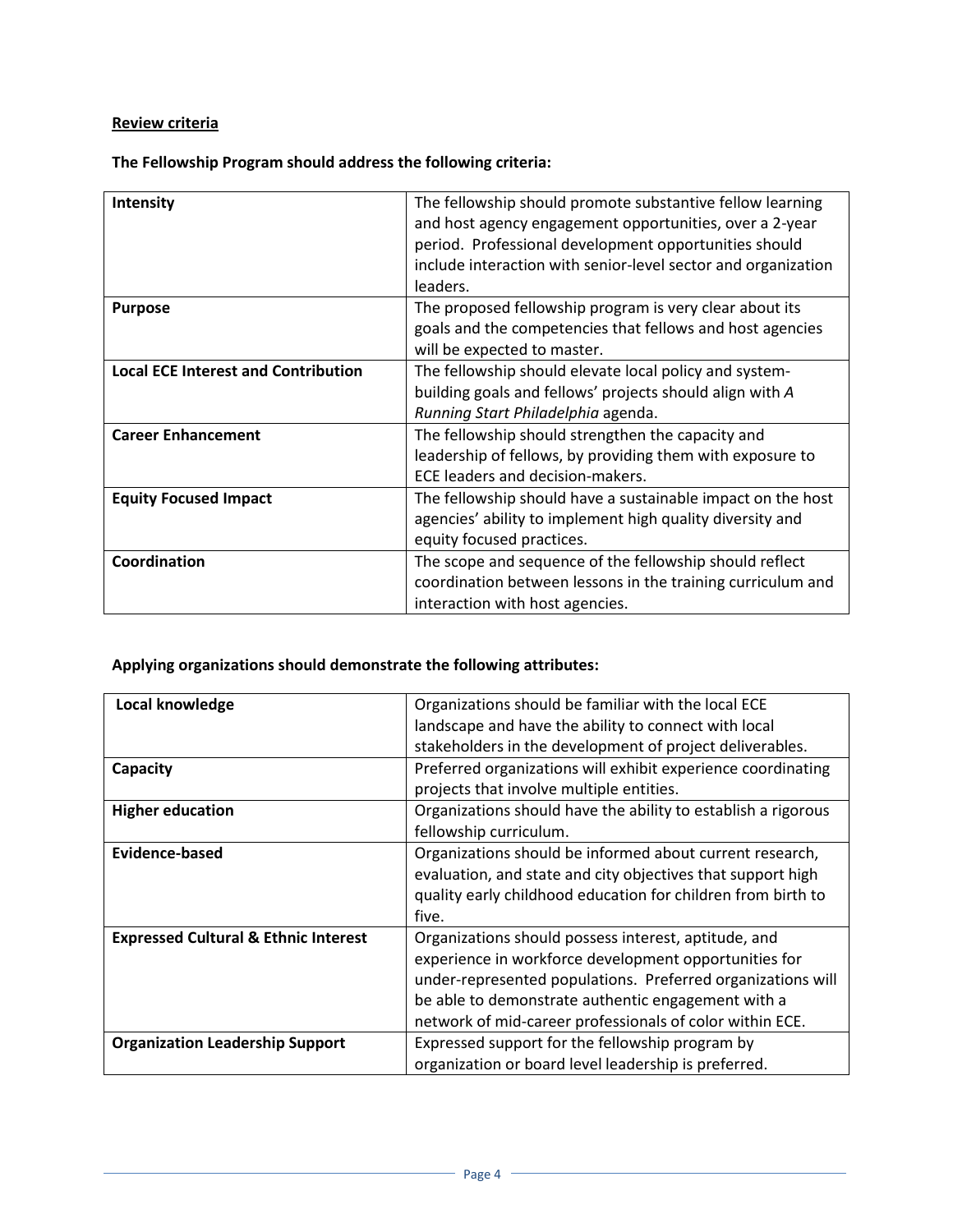**Review criteria**

**The Fellowship Program should address the following criteria:**

| | |
|---|---|
| **Intensity** | The fellowship should promote substantive fellow learning and host agency engagement opportunities, over a 2-year period. Professional development opportunities should include interaction with senior-level sector and organization leaders. |
| **Purpose** | The proposed fellowship program is very clear about its goals and the competencies that fellows and host agencies will be expected to master. |
| **Local ECE Interest and Contribution** | The fellowship should elevate local policy and system-building goals and fellows' projects should align with *A Running Start Philadelphia* agenda. |
| **Career Enhancement** | The fellowship should strengthen the capacity and leadership of fellows, by providing them with exposure to ECE leaders and decision-makers. |
| **Equity Focused Impact** | The fellowship should have a sustainable impact on the host agencies' ability to implement high quality diversity and equity focused practices. |
| **Coordination** | The scope and sequence of the fellowship should reflect coordination between lessons in the training curriculum and interaction with host agencies. |

**Applying organizations should demonstrate the following attributes:**

| | |
|---|---|
| **Local knowledge** | Organizations should be familiar with the local ECE landscape and have the ability to connect with local stakeholders in the development of project deliverables. |
| **Capacity** | Preferred organizations will exhibit experience coordinating projects that involve multiple entities. |
| **Higher education** | Organizations should have the ability to establish a rigorous fellowship curriculum. |
| **Evidence-based** | Organizations should be informed about current research, evaluation, and state and city objectives that support high quality early childhood education for children from birth to five. |
| **Expressed Cultural & Ethnic Interest** | Organizations should possess interest, aptitude, and experience in workforce development opportunities for under-represented populations. Preferred organizations will be able to demonstrate authentic engagement with a network of mid-career professionals of color within ECE. |
| **Organization Leadership Support** | Expressed support for the fellowship program by organization or board level leadership is preferred. |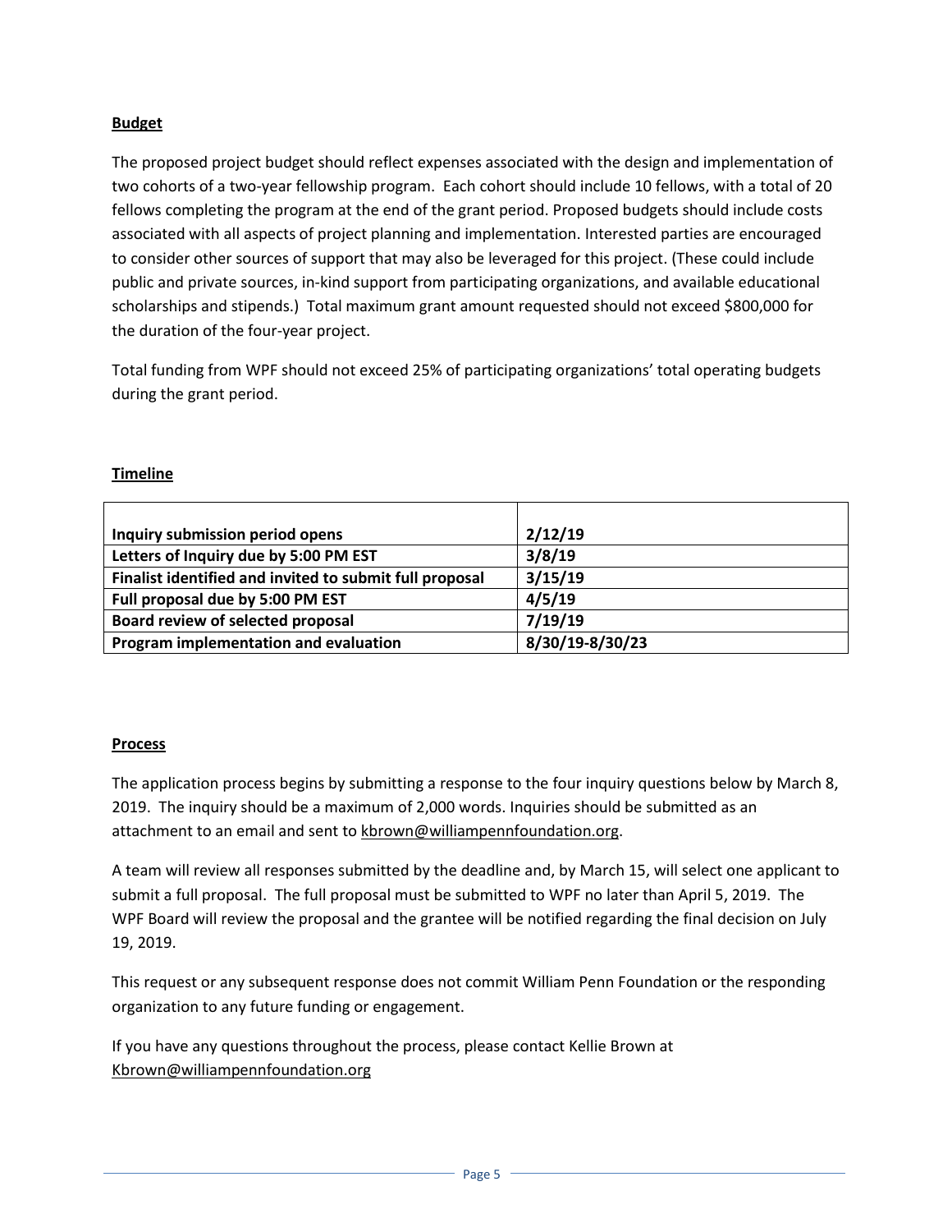**Budget**

The proposed project budget should reflect expenses associated with the design and implementation of two cohorts of a two-year fellowship program. Each cohort should include 10 fellows, with a total of 20 fellows completing the program at the end of the grant period. Proposed budgets should include costs associated with all aspects of project planning and implementation. Interested parties are encouraged to consider other sources of support that may also be leveraged for this project. (These could include public and private sources, in-kind support from participating organizations, and available educational scholarships and stipends.) Total maximum grant amount requested should not exceed $800,000 for the duration of the four-year project.

Total funding from WPF should not exceed 25% of participating organizations' total operating budgets during the grant period.

**Timeline**

| | |
|---|---|
| **Inquiry submission period opens** | **2/12/19** |
| **Letters of Inquiry due by 5:00 PM EST** | **3/8/19** |
| **Finalist identified and invited to submit full proposal** | **3/15/19** |
| **Full proposal due by 5:00 PM EST** | **4/5/19** |
| **Board review of selected proposal** | **7/19/19** |
| **Program implementation and evaluation** | **8/30/19-8/30/23** |

**Process**

The application process begins by submitting a response to the four inquiry questions below by March 8, 2019. The inquiry should be a maximum of 2,000 words. Inquiries should be submitted as an attachment to an email and sent to kbrown@williampennfoundation.org.

A team will review all responses submitted by the deadline and, by March 15, will select one applicant to submit a full proposal. The full proposal must be submitted to WPF no later than April 5, 2019. The WPF Board will review the proposal and the grantee will be notified regarding the final decision on July 19, 2019.

This request or any subsequent response does not commit William Penn Foundation or the responding organization to any future funding or engagement.

If you have any questions throughout the process, please contact Kellie Brown at Kbrown@williampennfoundation.org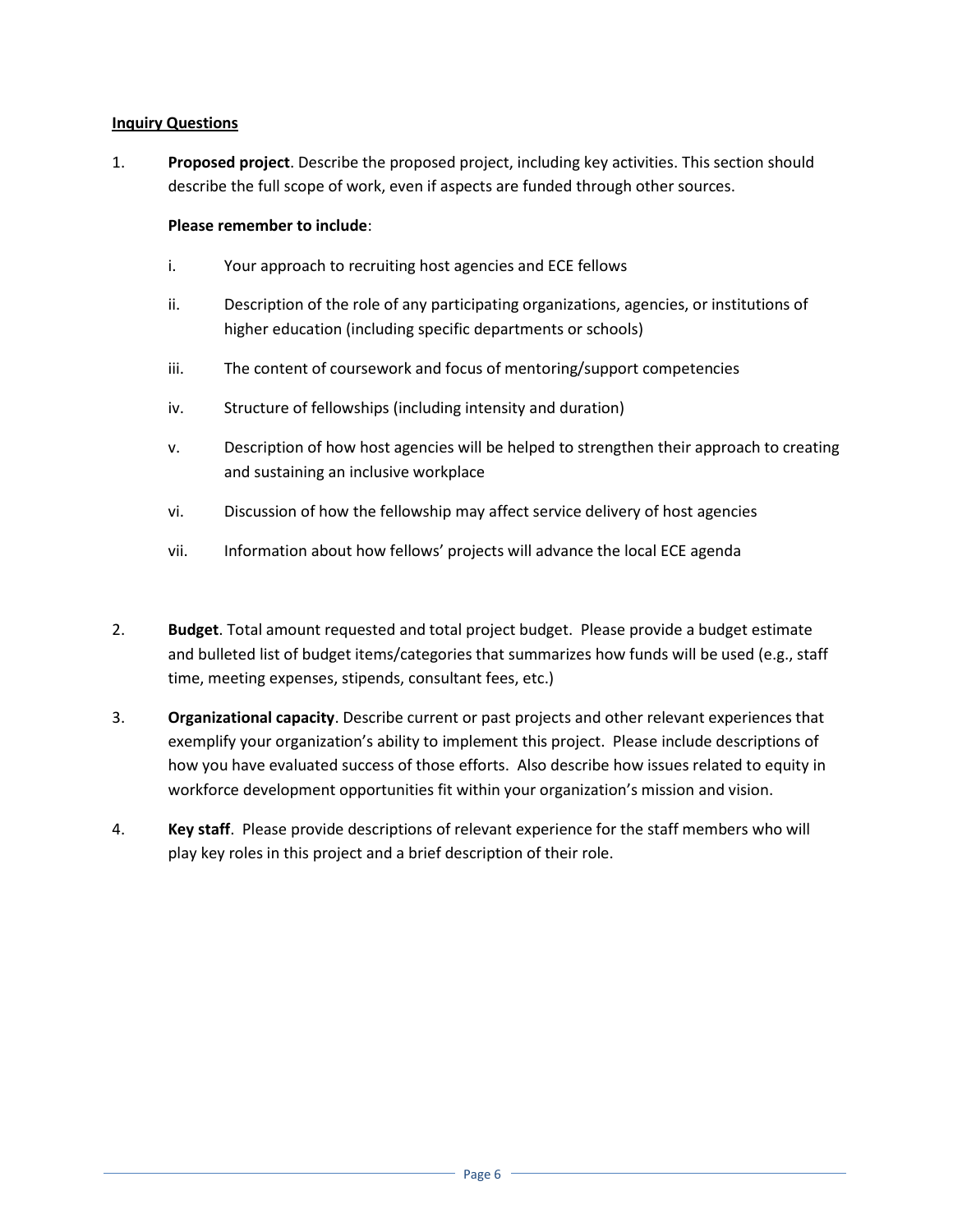**Inquiry Questions**

1. **Proposed project**. Describe the proposed project, including key activities. This section should describe the full scope of work, even if aspects are funded through other sources.

   **Please remember to include**:

   i. Your approach to recruiting host agencies and ECE fellows

   ii. Description of the role of any participating organizations, agencies, or institutions of higher education (including specific departments or schools)

   iii. The content of coursework and focus of mentoring/support competencies

   iv. Structure of fellowships (including intensity and duration)

   v. Description of how host agencies will be helped to strengthen their approach to creating and sustaining an inclusive workplace

   vi. Discussion of how the fellowship may affect service delivery of host agencies

   vii. Information about how fellows' projects will advance the local ECE agenda

2. **Budget**. Total amount requested and total project budget. Please provide a budget estimate and bulleted list of budget items/categories that summarizes how funds will be used (e.g., staff time, meeting expenses, stipends, consultant fees, etc.)

3. **Organizational capacity**. Describe current or past projects and other relevant experiences that exemplify your organization's ability to implement this project. Please include descriptions of how you have evaluated success of those efforts. Also describe how issues related to equity in workforce development opportunities fit within your organization's mission and vision.

4. **Key staff**. Please provide descriptions of relevant experience for the staff members who will play key roles in this project and a brief description of their role.